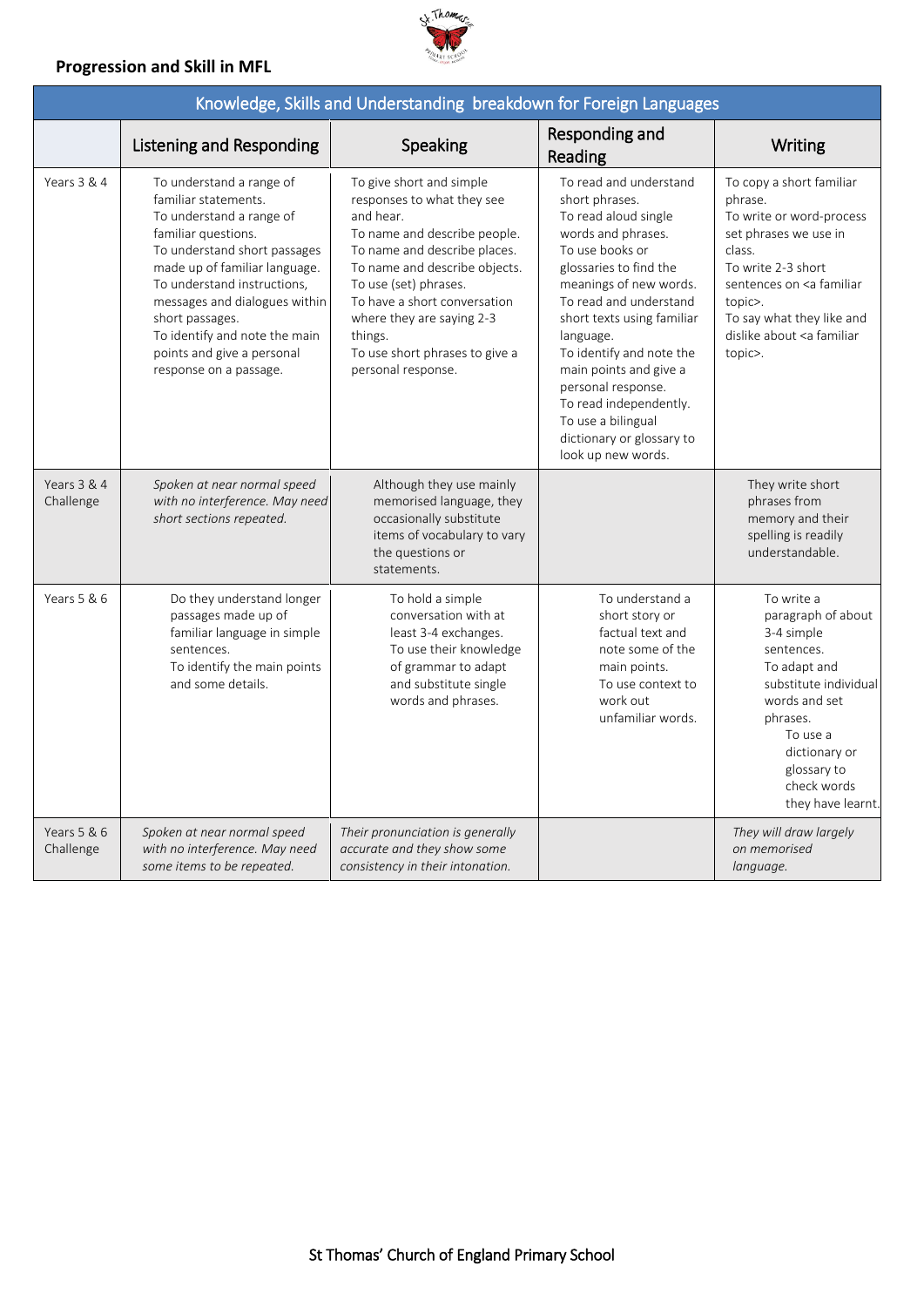## Progression and Skill in MFL

| Knowledge, Skills and Understanding breakdown for Foreign Languages | | | | |
|---|---|---|---|---|
| | Listening and Responding | Speaking | Responding and Reading | Writing |
| Years 3 & 4 | To understand a range of familiar statements.<br>To understand a range of familiar questions.<br>To understand short passages made up of familiar language.<br>To understand instructions, messages and dialogues within short passages.<br>To identify and note the main points and give a personal response on a passage. | To give short and simple responses to what they see and hear.<br>To name and describe people.<br>To name and describe places.<br>To name and describe objects.<br>To use (set) phrases.<br>To have a short conversation where they are saying 2-3 things.<br>To use short phrases to give a personal response. | To read and understand short phrases.<br>To read aloud single words and phrases.<br>To use books or glossaries to find the meanings of new words.<br>To read and understand short texts using familiar language.<br>To identify and note the main points and give a personal response.<br>To read independently.<br>To use a bilingual dictionary or glossary to look up new words. | To copy a short familiar phrase.<br>To write or word-process set phrases we use in class.<br>To write 2-3 short sentences on <a familiar topic>.<br>To say what they like and dislike about <a familiar topic>. |
| Years 3 & 4 Challenge | *Spoken at near normal speed with no interference. May need short sections repeated.* | Although they use mainly memorised language, they occasionally substitute items of vocabulary to vary the questions or statements. | | They write short phrases from memory and their spelling is readily understandable. |
| Years 5 & 6 | Do they understand longer passages made up of familiar language in simple sentences.<br>To identify the main points and some details. | To hold a simple conversation with at least 3-4 exchanges.<br>To use their knowledge of grammar to adapt and substitute single words and phrases. | To understand a short story or factual text and note some of the main points.<br>To use context to work out unfamiliar words. | To write a paragraph of about 3-4 simple sentences.<br>To adapt and substitute individual words and set phrases.<br>To use a dictionary or glossary to check words they have learnt. |
| Years 5 & 6 Challenge | *Spoken at near normal speed with no interference. May need some items to be repeated.* | *Their pronunciation is generally accurate and they show some consistency in their intonation.* | | *They will draw largely on memorised language.* |

St Thomas' Church of England Primary School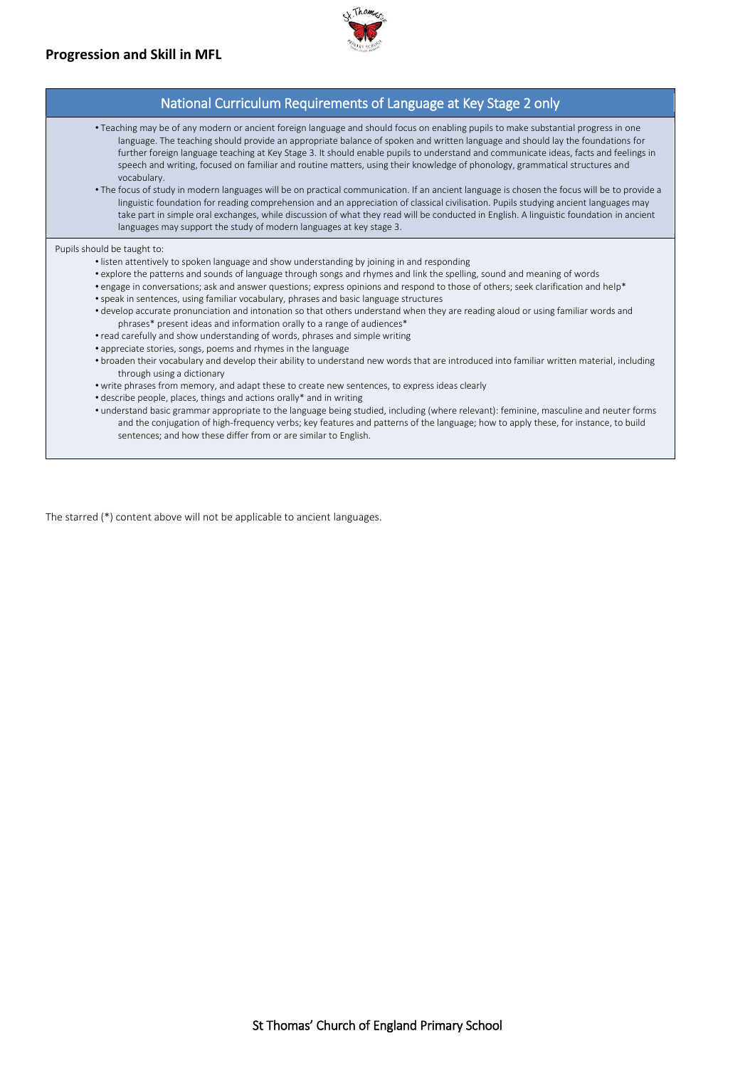## Progression and Skill in MFL

### National Curriculum Requirements of Language at Key Stage 2 only

- Teaching may be of any modern or ancient foreign language and should focus on enabling pupils to make substantial progress in one language. The teaching should provide an appropriate balance of spoken and written language and should lay the foundations for further foreign language teaching at Key Stage 3. It should enable pupils to understand and communicate ideas, facts and feelings in speech and writing, focused on familiar and routine matters, using their knowledge of phonology, grammatical structures and vocabulary.
- The focus of study in modern languages will be on practical communication. If an ancient language is chosen the focus will be to provide a linguistic foundation for reading comprehension and an appreciation of classical civilisation. Pupils studying ancient languages may take part in simple oral exchanges, while discussion of what they read will be conducted in English. A linguistic foundation in ancient languages may support the study of modern languages at key stage 3.

Pupils should be taught to:

- listen attentively to spoken language and show understanding by joining in and responding
- explore the patterns and sounds of language through songs and rhymes and link the spelling, sound and meaning of words
- engage in conversations; ask and answer questions; express opinions and respond to those of others; seek clarification and help*
- speak in sentences, using familiar vocabulary, phrases and basic language structures
- develop accurate pronunciation and intonation so that others understand when they are reading aloud or using familiar words and phrases* present ideas and information orally to a range of audiences*
- read carefully and show understanding of words, phrases and simple writing
- appreciate stories, songs, poems and rhymes in the language
- broaden their vocabulary and develop their ability to understand new words that are introduced into familiar written material, including through using a dictionary
- write phrases from memory, and adapt these to create new sentences, to express ideas clearly
- describe people, places, things and actions orally* and in writing
- understand basic grammar appropriate to the language being studied, including (where relevant): feminine, masculine and neuter forms and the conjugation of high-frequency verbs; key features and patterns of the language; how to apply these, for instance, to build sentences; and how these differ from or are similar to English.

The starred (*) content above will not be applicable to ancient languages.